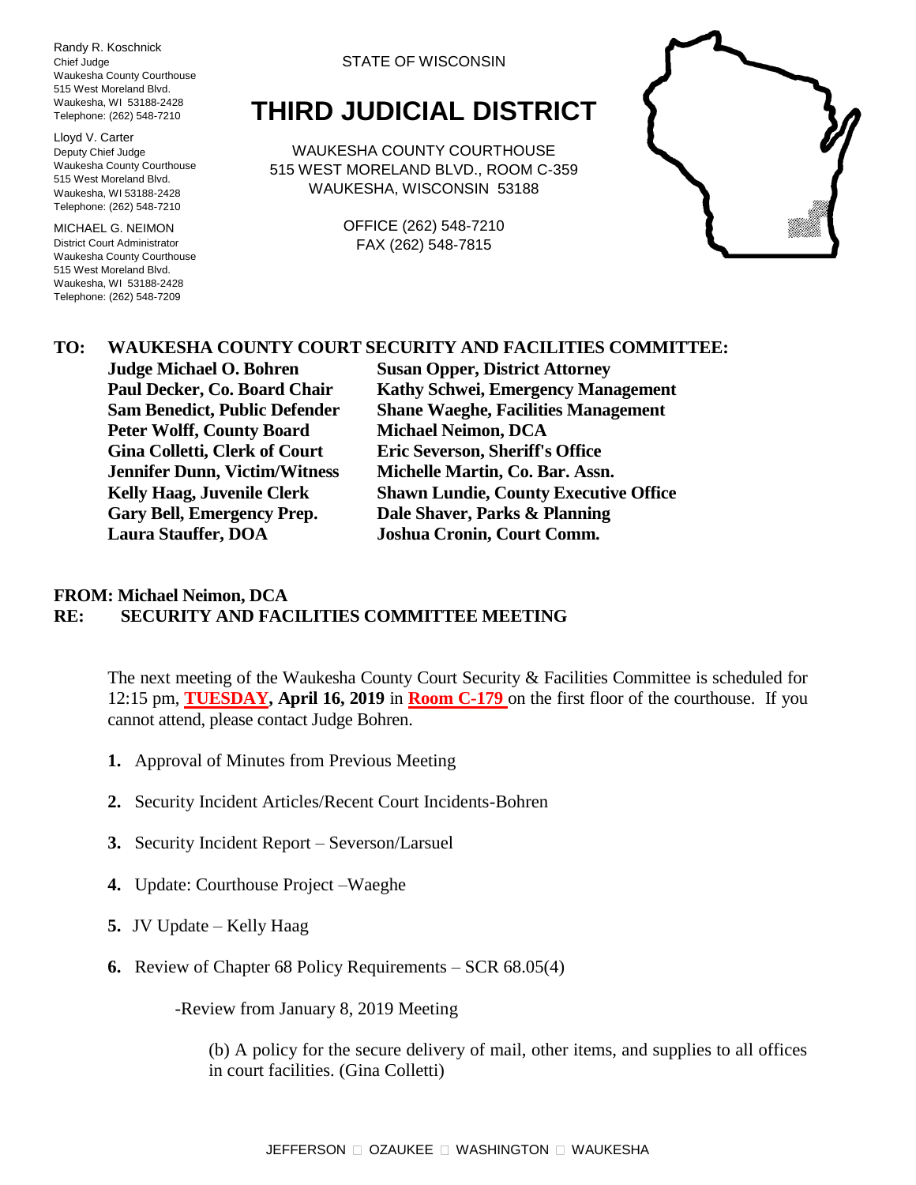Randy R. Koschnick
Chief Judge
Waukesha County Courthouse
515 West Moreland Blvd.
Waukesha, WI 53188-2428
Telephone: (262) 548-7210

Lloyd V. Carter
Deputy Chief Judge
Waukesha County Courthouse
515 West Moreland Blvd.
Waukesha, WI 53188-2428
Telephone: (262) 548-7210

MICHAEL G. NEIMON
District Court Administrator
Waukesha County Courthouse
515 West Moreland Blvd.
Waukesha, WI 53188-2428
Telephone: (262) 548-7209

STATE OF WISCONSIN

# THIRD JUDICIAL DISTRICT

WAUKESHA COUNTY COURTHOUSE
515 WEST MORELAND BLVD., ROOM C-359
WAUKESHA, WISCONSIN 53188

OFFICE (262) 548-7210
FAX (262) 548-7815

**TO: WAUKESHA COUNTY COURT SECURITY AND FACILITIES COMMITTEE:**

| | |
|---|---|
| **Judge Michael O. Bohren** | **Susan Opper, District Attorney** |
| **Paul Decker, Co. Board Chair** | **Kathy Schwei, Emergency Management** |
| **Sam Benedict, Public Defender** | **Shane Waeghe, Facilities Management** |
| **Peter Wolff, County Board** | **Michael Neimon, DCA** |
| **Gina Colletti, Clerk of Court** | **Eric Severson, Sheriff's Office** |
| **Jennifer Dunn, Victim/Witness** | **Michelle Martin, Co. Bar. Assn.** |
| **Kelly Haag, Juvenile Clerk** | **Shawn Lundie, County Executive Office** |
| **Gary Bell, Emergency Prep.** | **Dale Shaver, Parks & Planning** |
| **Laura Stauffer, DOA** | **Joshua Cronin, Court Comm.** |

**FROM: Michael Neimon, DCA**
**RE: SECURITY AND FACILITIES COMMITTEE MEETING**

The next meeting of the Waukesha County Court Security & Facilities Committee is scheduled for 12:15 pm, **TUESDAY, April 16, 2019** in **Room C-179** on the first floor of the courthouse. If you cannot attend, please contact Judge Bohren.

1. Approval of Minutes from Previous Meeting
2. Security Incident Articles/Recent Court Incidents-Bohren
3. Security Incident Report – Severson/Larsuel
4. Update: Courthouse Project –Waeghe
5. JV Update – Kelly Haag
6. Review of Chapter 68 Policy Requirements – SCR 68.05(4)

   -Review from January 8, 2019 Meeting

   (b) A policy for the secure delivery of mail, other items, and supplies to all offices in court facilities. (Gina Colletti)

JEFFERSON □ OZAUKEE □ WASHINGTON □ WAUKESHA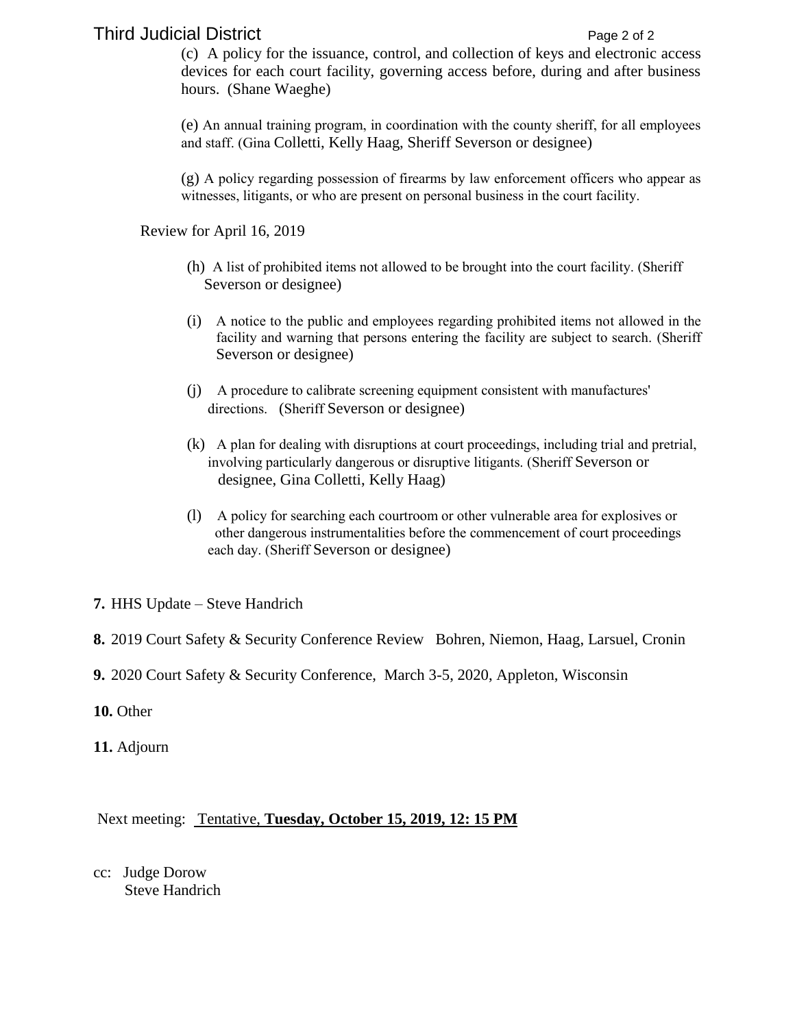(c) A policy for the issuance, control, and collection of keys and electronic access devices for each court facility, governing access before, during and after business hours. (Shane Waeghe)

(e) An annual training program, in coordination with the county sheriff, for all employees and staff. (Gina Colletti, Kelly Haag, Sheriff Severson or designee)

(g) A policy regarding possession of firearms by law enforcement officers who appear as witnesses, litigants, or who are present on personal business in the court facility.

Review for April 16, 2019

(h) A list of prohibited items not allowed to be brought into the court facility. (Sheriff Severson or designee)

(i) A notice to the public and employees regarding prohibited items not allowed in the facility and warning that persons entering the facility are subject to search. (Sheriff Severson or designee)

(j) A procedure to calibrate screening equipment consistent with manufactures' directions. (Sheriff Severson or designee)

(k) A plan for dealing with disruptions at court proceedings, including trial and pretrial, involving particularly dangerous or disruptive litigants. (Sheriff Severson or designee, Gina Colletti, Kelly Haag)

(l) A policy for searching each courtroom or other vulnerable area for explosives or other dangerous instrumentalities before the commencement of court proceedings each day. (Sheriff Severson or designee)

**7.** HHS Update – Steve Handrich

**8.** 2019 Court Safety & Security Conference Review Bohren, Niemon, Haag, Larsuel, Cronin

**9.** 2020 Court Safety & Security Conference, March 3-5, 2020, Appleton, Wisconsin

**10.** Other

**11.** Adjourn

Next meeting: Tentative, **Tuesday, October 15, 2019, 12: 15 PM**

cc: Judge Dorow
Steve Handrich